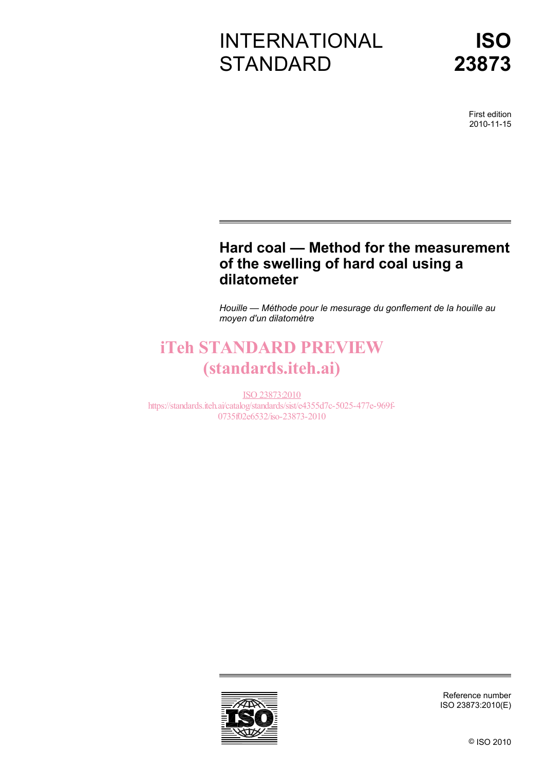# INTERNATIONAL STANDARD

# ISO 23873

First edition
2010-11-15

## Hard coal — Method for the measurement of the swelling of hard coal using a dilatometer

*Houille — Méthode pour le mesurage du gonflement de la houille au moyen d'un dilatomètre*

iTeh STANDARD PREVIEW
(standards.iteh.ai)

ISO 23873:2010
https://standards.iteh.ai/catalog/standards/sist/e4355d7c-5025-477e-969f-0735f02e6532/iso-23873-2010

Reference number
ISO 23873:2010(E)

© ISO 2010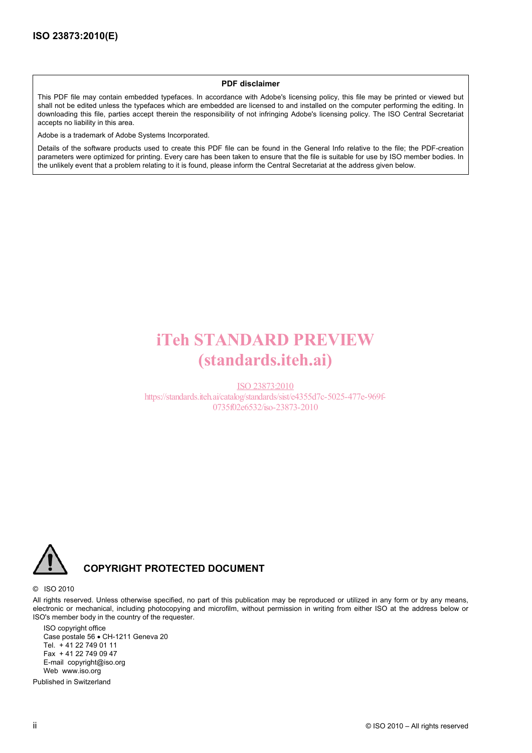**PDF disclaimer**

This PDF file may contain embedded typefaces. In accordance with Adobe's licensing policy, this file may be printed or viewed but shall not be edited unless the typefaces which are embedded are licensed to and installed on the computer performing the editing. In downloading this file, parties accept therein the responsibility of not infringing Adobe's licensing policy. The ISO Central Secretariat accepts no liability in this area.

Adobe is a trademark of Adobe Systems Incorporated.

Details of the software products used to create this PDF file can be found in the General Info relative to the file; the PDF-creation parameters were optimized for printing. Every care has been taken to ensure that the file is suitable for use by ISO member bodies. In the unlikely event that a problem relating to it is found, please inform the Central Secretariat at the address given below.

iTeh STANDARD PREVIEW
(standards.iteh.ai)

ISO 23873:2010
https://standards.iteh.ai/catalog/standards/sist/e4355d7c-5025-477e-969f-0735f02e6532/iso-23873-2010

**COPYRIGHT PROTECTED DOCUMENT**

© ISO 2010

All rights reserved. Unless otherwise specified, no part of this publication may be reproduced or utilized in any form or by any means, electronic or mechanical, including photocopying and microfilm, without permission in writing from either ISO at the address below or ISO's member body in the country of the requester.

ISO copyright office
Case postale 56 • CH-1211 Geneva 20
Tel. + 41 22 749 01 11
Fax + 41 22 749 09 47
E-mail copyright@iso.org
Web www.iso.org

Published in Switzerland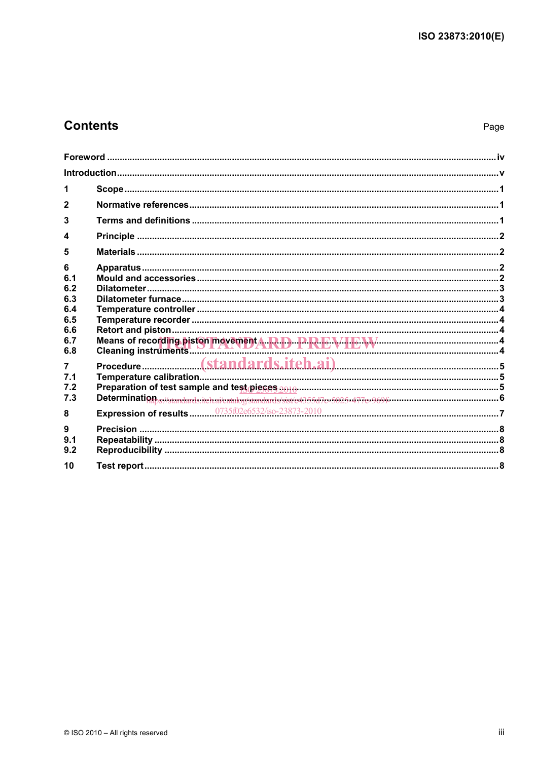# Contents

Page

Foreword ....................................................................................................................................................... iv

Introduction .................................................................................................................................................... v

1 Scope ............................................................................................................................................... 1

2 Normative references .................................................................................................................... 1

3 Terms and definitions .................................................................................................................... 1

4 Principle .......................................................................................................................................... 2

5 Materials .......................................................................................................................................... 2

6 Apparatus ........................................................................................................................................ 2
6.1 Mould and accessories ................................................................................................................... 2
6.2 Dilatometer ...................................................................................................................................... 3
6.3 Dilatometer furnace ........................................................................................................................ 3
6.4 Temperature controller .................................................................................................................. 4
6.5 Temperature recorder ..................................................................................................................... 4
6.6 Retort and piston ............................................................................................................................ 4
6.7 Means of recording piston movement .......................................................................................... 4
6.8 Cleaning instruments ..................................................................................................................... 4

7 Procedure ........................................................................................................................................ 5
7.1 Temperature calibration ................................................................................................................. 5
7.2 Preparation of test sample and test pieces ................................................................................. 5
7.3 Determination .................................................................................................................................. 6

8 Expression of results ...................................................................................................................... 7

9 Precision .......................................................................................................................................... 8
9.1 Repeatability .................................................................................................................................... 8
9.2 Reproducibility ................................................................................................................................ 8

10 Test report ....................................................................................................................................... 8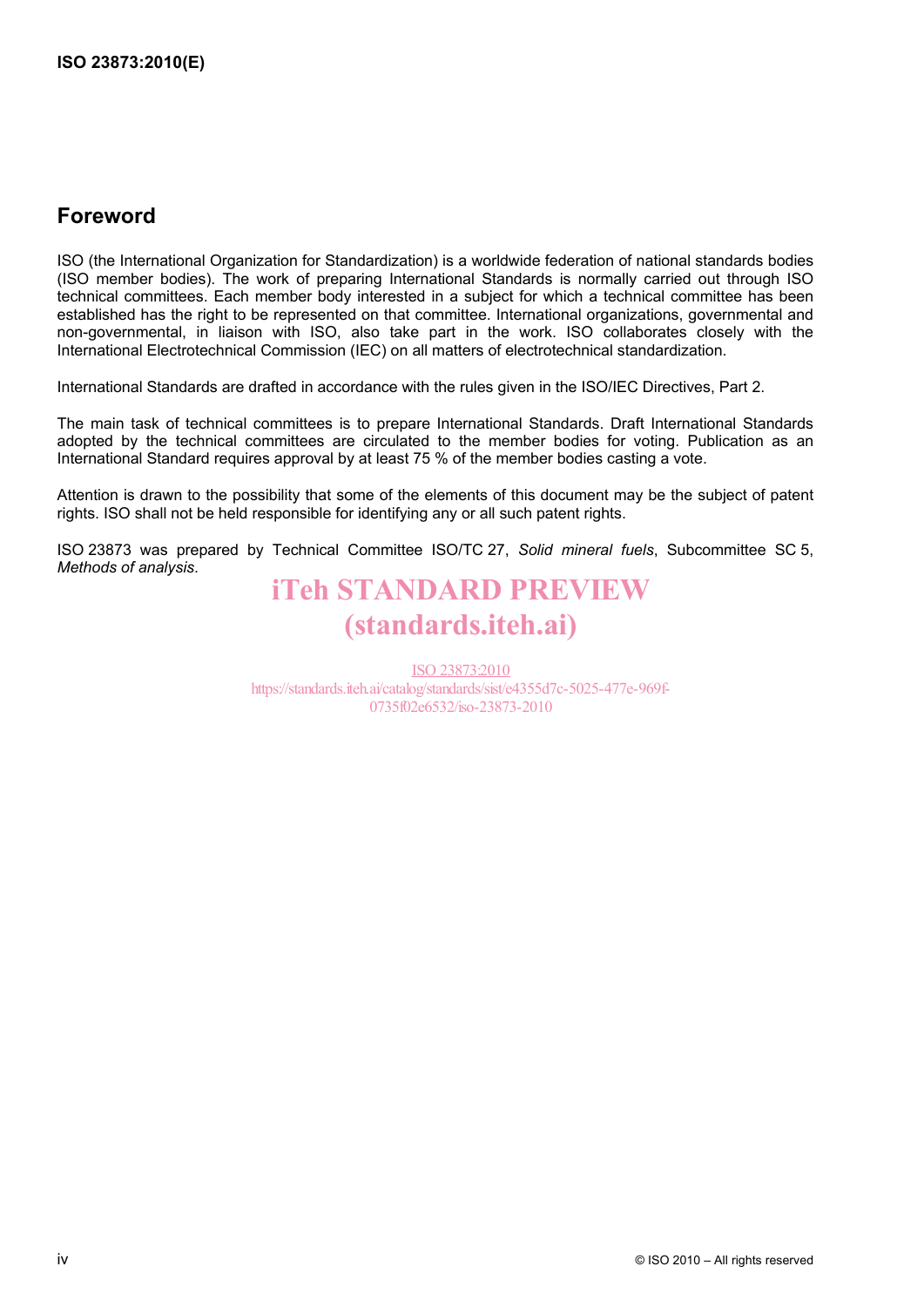## Foreword

ISO (the International Organization for Standardization) is a worldwide federation of national standards bodies (ISO member bodies). The work of preparing International Standards is normally carried out through ISO technical committees. Each member body interested in a subject for which a technical committee has been established has the right to be represented on that committee. International organizations, governmental and non-governmental, in liaison with ISO, also take part in the work. ISO collaborates closely with the International Electrotechnical Commission (IEC) on all matters of electrotechnical standardization.

International Standards are drafted in accordance with the rules given in the ISO/IEC Directives, Part 2.

The main task of technical committees is to prepare International Standards. Draft International Standards adopted by the technical committees are circulated to the member bodies for voting. Publication as an International Standard requires approval by at least 75 % of the member bodies casting a vote.

Attention is drawn to the possibility that some of the elements of this document may be the subject of patent rights. ISO shall not be held responsible for identifying any or all such patent rights.

ISO 23873 was prepared by Technical Committee ISO/TC 27, *Solid mineral fuels*, Subcommittee SC 5, *Methods of analysis*.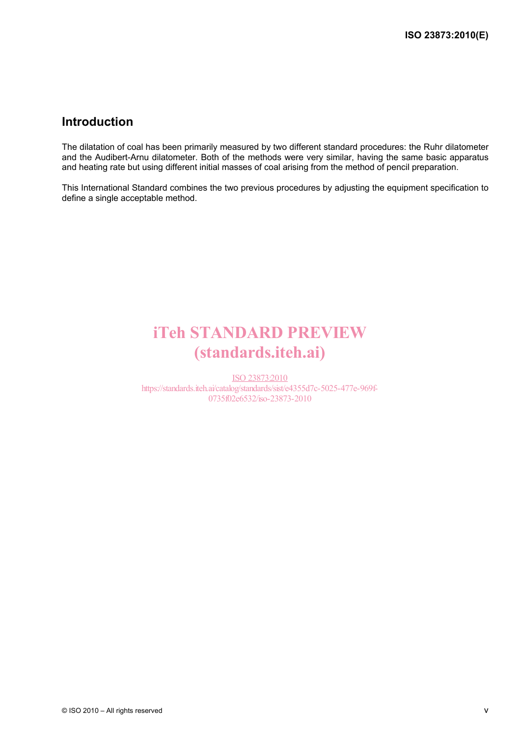## Introduction

The dilatation of coal has been primarily measured by two different standard procedures: the Ruhr dilatometer and the Audibert-Arnu dilatometer. Both of the methods were very similar, having the same basic apparatus and heating rate but using different initial masses of coal arising from the method of pencil preparation.

This International Standard combines the two previous procedures by adjusting the equipment specification to define a single acceptable method.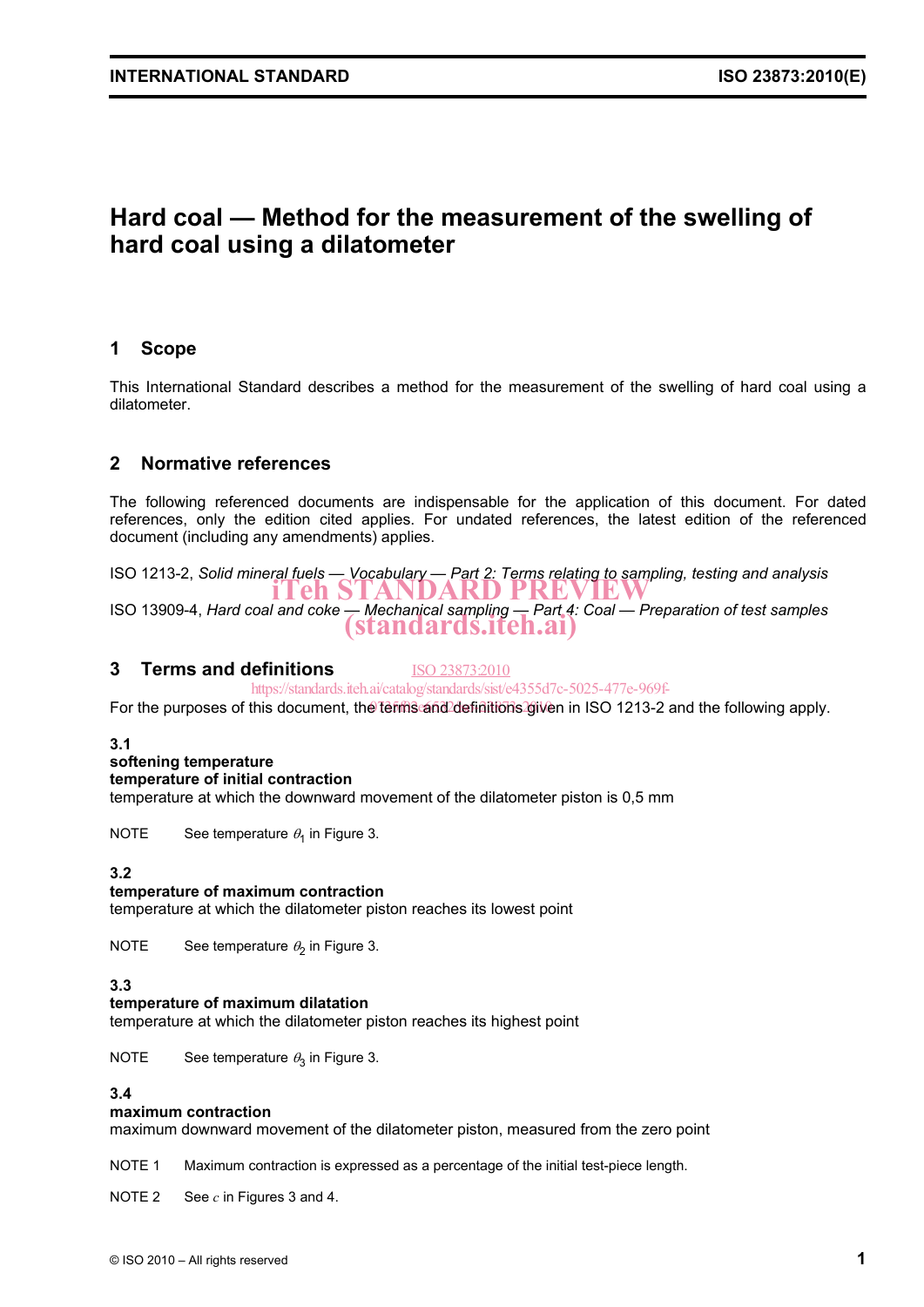# Hard coal — Method for the measurement of the swelling of hard coal using a dilatometer

## 1 Scope

This International Standard describes a method for the measurement of the swelling of hard coal using a dilatometer.

## 2 Normative references

The following referenced documents are indispensable for the application of this document. For dated references, only the edition cited applies. For undated references, the latest edition of the referenced document (including any amendments) applies.

ISO 1213-2, *Solid mineral fuels — Vocabulary — Part 2: Terms relating to sampling, testing and analysis*

ISO 13909-4, *Hard coal and coke — Mechanical sampling — Part 4: Coal — Preparation of test samples*

## 3 Terms and definitions

For the purposes of this document, the terms and definitions given in ISO 1213-2 and the following apply.

### 3.1

**softening temperature**

**temperature of initial contraction**

temperature at which the downward movement of the dilatometer piston is 0,5 mm

NOTE See temperature $\theta_1$ in Figure 3.

### 3.2

**temperature of maximum contraction**

temperature at which the dilatometer piston reaches its lowest point

NOTE See temperature $\theta_2$ in Figure 3.

### 3.3

**temperature of maximum dilatation**

temperature at which the dilatometer piston reaches its highest point

NOTE See temperature $\theta_3$ in Figure 3.

### 3.4

**maximum contraction**

maximum downward movement of the dilatometer piston, measured from the zero point

NOTE 1 Maximum contraction is expressed as a percentage of the initial test-piece length.

NOTE 2 See $c$ in Figures 3 and 4.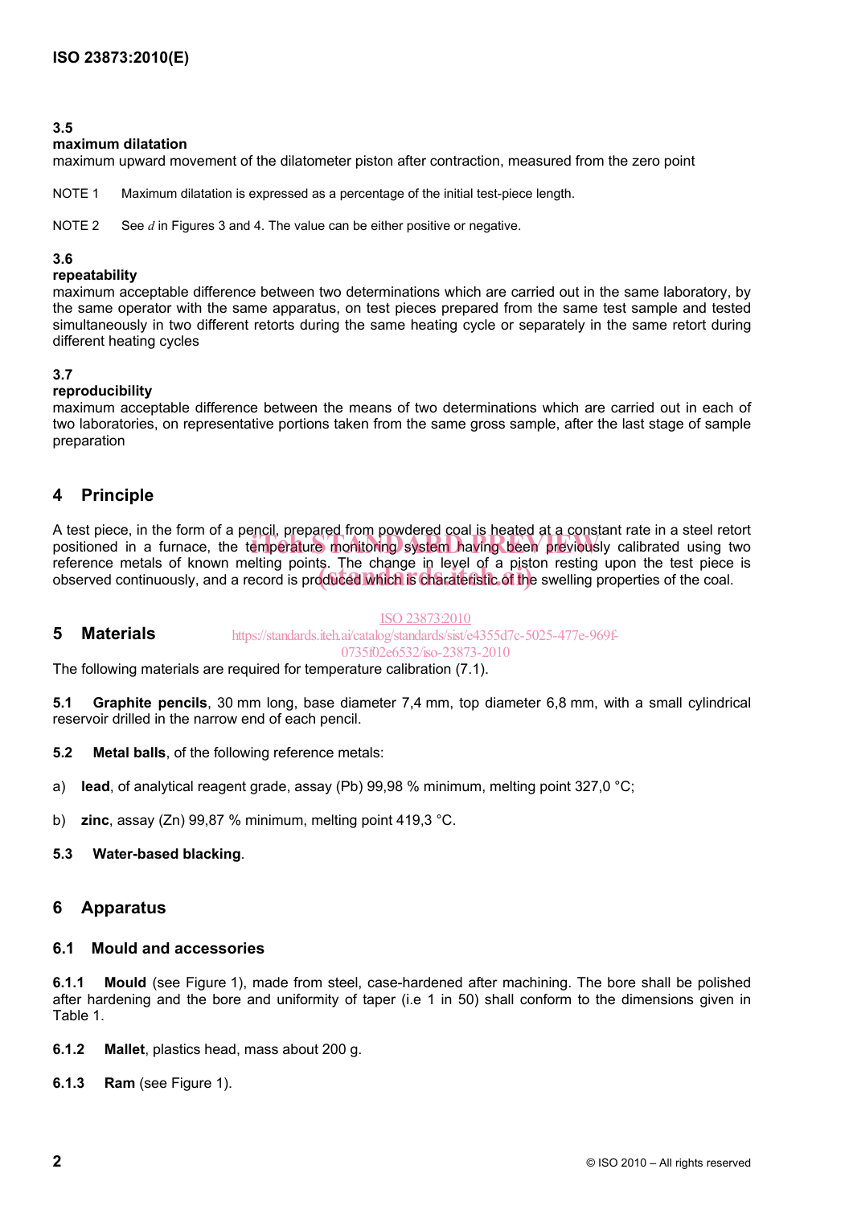### 3.5
**maximum dilatation**

maximum upward movement of the dilatometer piston after contraction, measured from the zero point

NOTE 1 Maximum dilatation is expressed as a percentage of the initial test-piece length.

NOTE 2 See $d$ in Figures 3 and 4. The value can be either positive or negative.

### 3.6
**repeatability**

maximum acceptable difference between two determinations which are carried out in the same laboratory, by the same operator with the same apparatus, on test pieces prepared from the same test sample and tested simultaneously in two different retorts during the same heating cycle or separately in the same retort during different heating cycles

### 3.7
**reproducibility**

maximum acceptable difference between the means of two determinations which are carried out in each of two laboratories, on representative portions taken from the same gross sample, after the last stage of sample preparation

## 4 Principle

A test piece, in the form of a pencil, prepared from powdered coal is heated at a constant rate in a steel retort positioned in a furnace, the temperature monitoring system having been previously calibrated using two reference metals of known melting points. The change in level of a piston resting upon the test piece is observed continuously, and a record is produced which is characteristic of the swelling properties of the coal.

## 5 Materials

The following materials are required for temperature calibration (7.1).

**5.1 Graphite pencils**, 30 mm long, base diameter 7,4 mm, top diameter 6,8 mm, with a small cylindrical reservoir drilled in the narrow end of each pencil.

**5.2 Metal balls**, of the following reference metals:

a) **lead**, of analytical reagent grade, assay (Pb) 99,98 % minimum, melting point 327,0 °C;

b) **zinc**, assay (Zn) 99,87 % minimum, melting point 419,3 °C.

**5.3 Water-based blacking**.

## 6 Apparatus

### 6.1 Mould and accessories

**6.1.1 Mould** (see Figure 1), made from steel, case-hardened after machining. The bore shall be polished after hardening and the bore and uniformity of taper (i.e 1 in 50) shall conform to the dimensions given in Table 1.

**6.1.2 Mallet**, plastics head, mass about 200 g.

**6.1.3 Ram** (see Figure 1).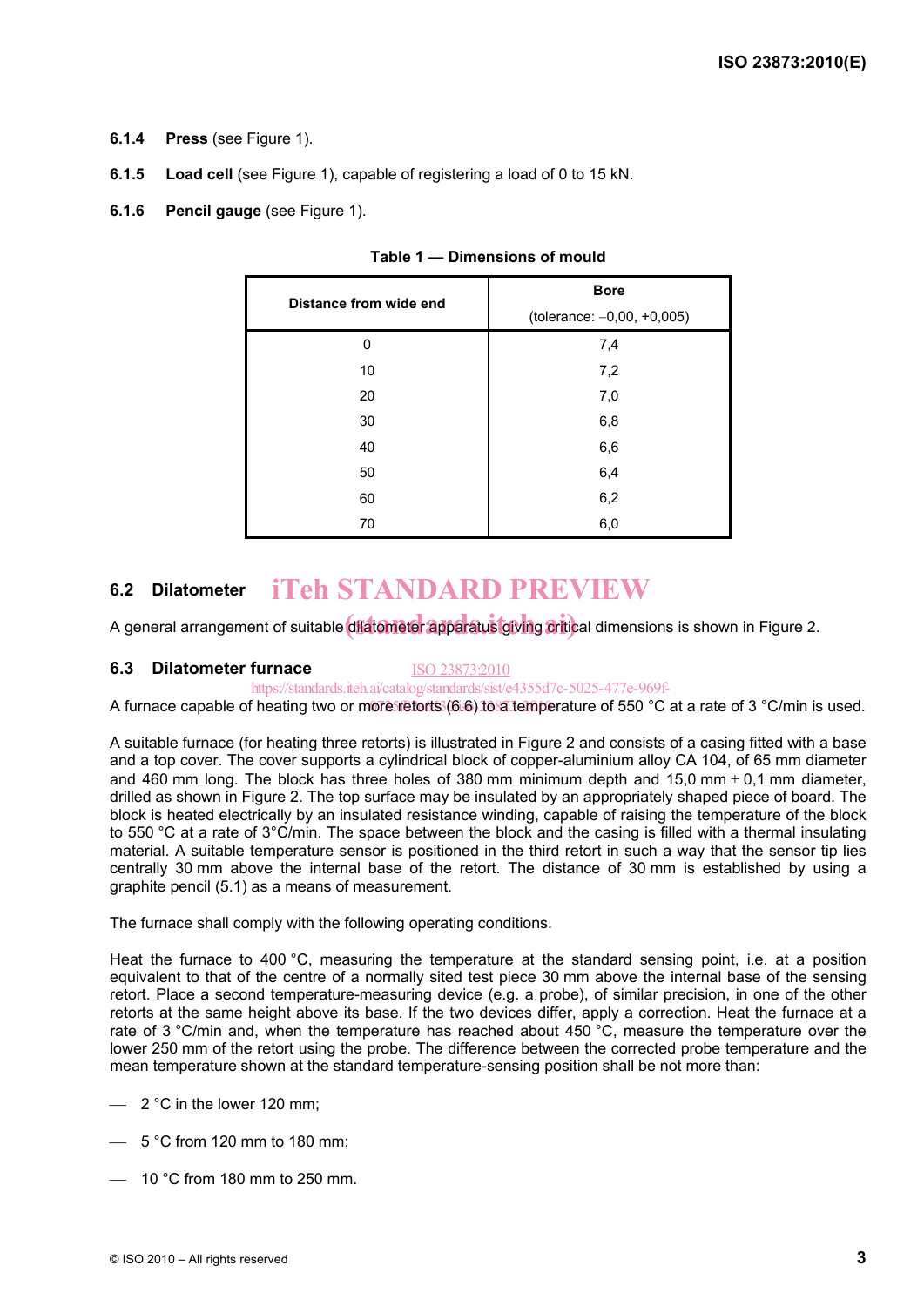**6.1.4 Press** (see Figure 1).

**6.1.5 Load cell** (see Figure 1), capable of registering a load of 0 to 15 kN.

**6.1.6 Pencil gauge** (see Figure 1).

**Table 1 — Dimensions of mould**

| Distance from wide end | Bore (tolerance: −0,00, +0,005) |
|---|---|
| 0 | 7,4 |
| 10 | 7,2 |
| 20 | 7,0 |
| 30 | 6,8 |
| 40 | 6,6 |
| 50 | 6,4 |
| 60 | 6,2 |
| 70 | 6,0 |

### 6.2 Dilatometer

A general arrangement of suitable dilatometer apparatus giving critical dimensions is shown in Figure 2.

### 6.3 Dilatometer furnace

A furnace capable of heating two or more retorts (6.6) to a temperature of 550 °C at a rate of 3 °C/min is used.

A suitable furnace (for heating three retorts) is illustrated in Figure 2 and consists of a casing fitted with a base and a top cover. The cover supports a cylindrical block of copper-aluminium alloy CA 104, of 65 mm diameter and 460 mm long. The block has three holes of 380 mm minimum depth and 15,0 mm ± 0,1 mm diameter, drilled as shown in Figure 2. The top surface may be insulated by an appropriately shaped piece of board. The block is heated electrically by an insulated resistance winding, capable of raising the temperature of the block to 550 °C at a rate of 3°C/min. The space between the block and the casing is filled with a thermal insulating material. A suitable temperature sensor is positioned in the third retort in such a way that the sensor tip lies centrally 30 mm above the internal base of the retort. The distance of 30 mm is established by using a graphite pencil (5.1) as a means of measurement.

The furnace shall comply with the following operating conditions.

Heat the furnace to 400 °C, measuring the temperature at the standard sensing point, i.e. at a position equivalent to that of the centre of a normally sited test piece 30 mm above the internal base of the sensing retort. Place a second temperature-measuring device (e.g. a probe), of similar precision, in one of the other retorts at the same height above its base. If the two devices differ, apply a correction. Heat the furnace at a rate of 3 °C/min and, when the temperature has reached about 450 °C, measure the temperature over the lower 250 mm of the retort using the probe. The difference between the corrected probe temperature and the mean temperature shown at the standard temperature-sensing position shall be not more than:

- 2 °C in the lower 120 mm;
- 5 °C from 120 mm to 180 mm;
- 10 °C from 180 mm to 250 mm.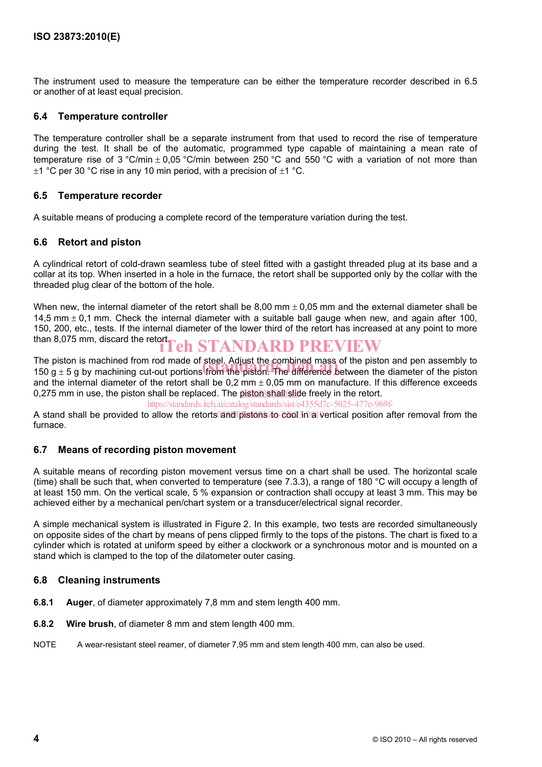The instrument used to measure the temperature can be either the temperature recorder described in 6.5 or another of at least equal precision.

## 6.4 Temperature controller

The temperature controller shall be a separate instrument from that used to record the rise of temperature during the test. It shall be of the automatic, programmed type capable of maintaining a mean rate of temperature rise of 3 °C/min ± 0,05 °C/min between 250 °C and 550 °C with a variation of not more than ±1 °C per 30 °C rise in any 10 min period, with a precision of ±1 °C.

## 6.5 Temperature recorder

A suitable means of producing a complete record of the temperature variation during the test.

## 6.6 Retort and piston

A cylindrical retort of cold-drawn seamless tube of steel fitted with a gastight threaded plug at its base and a collar at its top. When inserted in a hole in the furnace, the retort shall be supported only by the collar with the threaded plug clear of the bottom of the hole.

When new, the internal diameter of the retort shall be 8,00 mm ± 0,05 mm and the external diameter shall be 14,5 mm ± 0,1 mm. Check the internal diameter with a suitable ball gauge when new, and again after 100, 150, 200, etc., tests. If the internal diameter of the lower third of the retort has increased at any point to more than 8,075 mm, discard the retort.

The piston is machined from rod made of steel. Adjust the combined mass of the piston and pen assembly to 150 g ± 5 g by machining cut-out portions from the piston. The difference between the diameter of the piston and the internal diameter of the retort shall be 0,2 mm ± 0,05 mm on manufacture. If this difference exceeds 0,275 mm in use, the piston shall be replaced. The piston shall slide freely in the retort.

A stand shall be provided to allow the retorts and pistons to cool in a vertical position after removal from the furnace.

## 6.7 Means of recording piston movement

A suitable means of recording piston movement versus time on a chart shall be used. The horizontal scale (time) shall be such that, when converted to temperature (see 7.3.3), a range of 180 °C will occupy a length of at least 150 mm. On the vertical scale, 5 % expansion or contraction shall occupy at least 3 mm. This may be achieved either by a mechanical pen/chart system or a transducer/electrical signal recorder.

A simple mechanical system is illustrated in Figure 2. In this example, two tests are recorded simultaneously on opposite sides of the chart by means of pens clipped firmly to the tops of the pistons. The chart is fixed to a cylinder which is rotated at uniform speed by either a clockwork or a synchronous motor and is mounted on a stand which is clamped to the top of the dilatometer outer casing.

## 6.8 Cleaning instruments

**6.8.1 Auger**, of diameter approximately 7,8 mm and stem length 400 mm.

**6.8.2 Wire brush**, of diameter 8 mm and stem length 400 mm.

NOTE A wear-resistant steel reamer, of diameter 7,95 mm and stem length 400 mm, can also be used.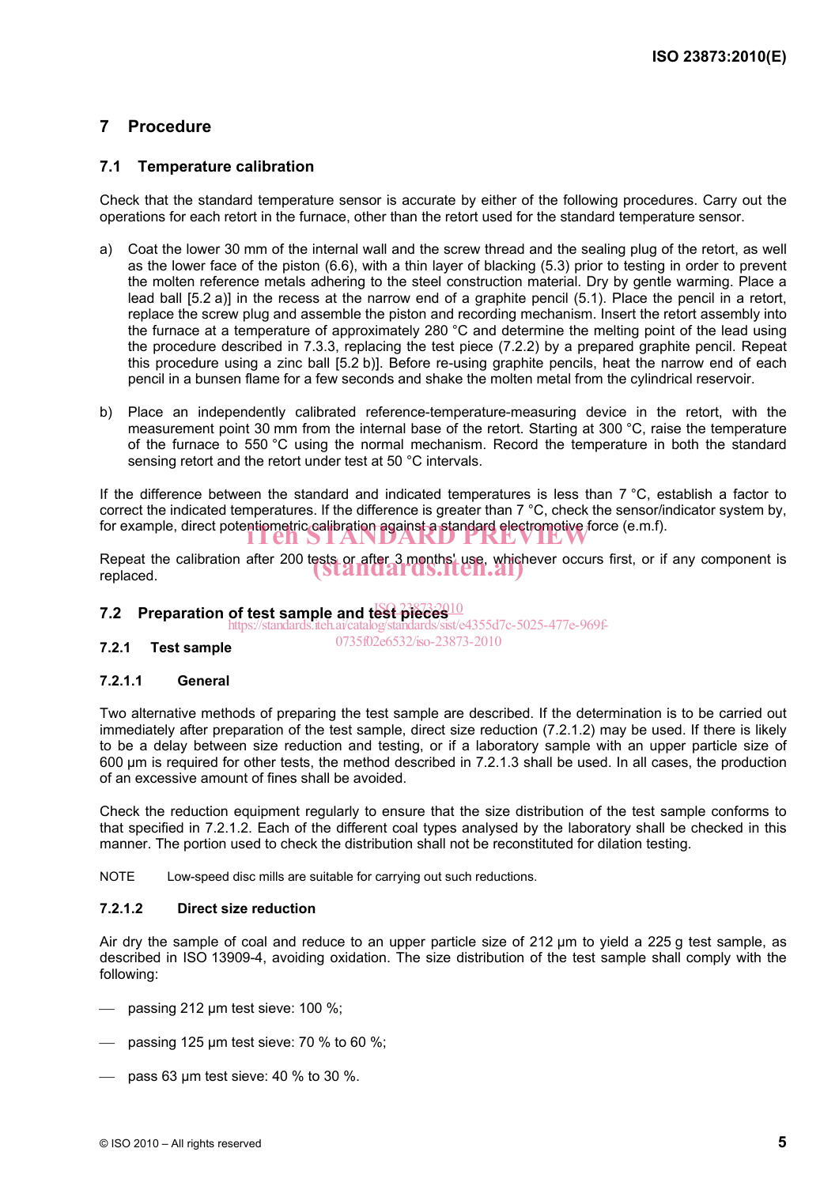## 7 Procedure

### 7.1 Temperature calibration

Check that the standard temperature sensor is accurate by either of the following procedures. Carry out the operations for each retort in the furnace, other than the retort used for the standard temperature sensor.

a) Coat the lower 30 mm of the internal wall and the screw thread and the sealing plug of the retort, as well as the lower face of the piston (6.6), with a thin layer of blacking (5.3) prior to testing in order to prevent the molten reference metals adhering to the steel construction material. Dry by gentle warming. Place a lead ball [5.2 a)] in the recess at the narrow end of a graphite pencil (5.1). Place the pencil in a retort, replace the screw plug and assemble the piston and recording mechanism. Insert the retort assembly into the furnace at a temperature of approximately 280 °C and determine the melting point of the lead using the procedure described in 7.3.3, replacing the test piece (7.2.2) by a prepared graphite pencil. Repeat this procedure using a zinc ball [5.2 b)]. Before re-using graphite pencils, heat the narrow end of each pencil in a bunsen flame for a few seconds and shake the molten metal from the cylindrical reservoir.

b) Place an independently calibrated reference-temperature-measuring device in the retort, with the measurement point 30 mm from the internal base of the retort. Starting at 300 °C, raise the temperature of the furnace to 550 °C using the normal mechanism. Record the temperature in both the standard sensing retort and the retort under test at 50 °C intervals.

If the difference between the standard and indicated temperatures is less than 7 °C, establish a factor to correct the indicated temperatures. If the difference is greater than 7 °C, check the sensor/indicator system by, for example, direct potentiometric calibration against a standard electromotive force (e.m.f).

Repeat the calibration after 200 tests or after 3 months' use, whichever occurs first, or if any component is replaced.

### 7.2 Preparation of test sample and test pieces

#### 7.2.1 Test sample

##### 7.2.1.1 General

Two alternative methods of preparing the test sample are described. If the determination is to be carried out immediately after preparation of the test sample, direct size reduction (7.2.1.2) may be used. If there is likely to be a delay between size reduction and testing, or if a laboratory sample with an upper particle size of 600 µm is required for other tests, the method described in 7.2.1.3 shall be used. In all cases, the production of an excessive amount of fines shall be avoided.

Check the reduction equipment regularly to ensure that the size distribution of the test sample conforms to that specified in 7.2.1.2. Each of the different coal types analysed by the laboratory shall be checked in this manner. The portion used to check the distribution shall not be reconstituted for dilation testing.

NOTE Low-speed disc mills are suitable for carrying out such reductions.

##### 7.2.1.2 Direct size reduction

Air dry the sample of coal and reduce to an upper particle size of 212 µm to yield a 225 g test sample, as described in ISO 13909-4, avoiding oxidation. The size distribution of the test sample shall comply with the following:

— passing 212 µm test sieve: 100 %;

— passing 125 µm test sieve: 70 % to 60 %;

— pass 63 µm test sieve: 40 % to 30 %.